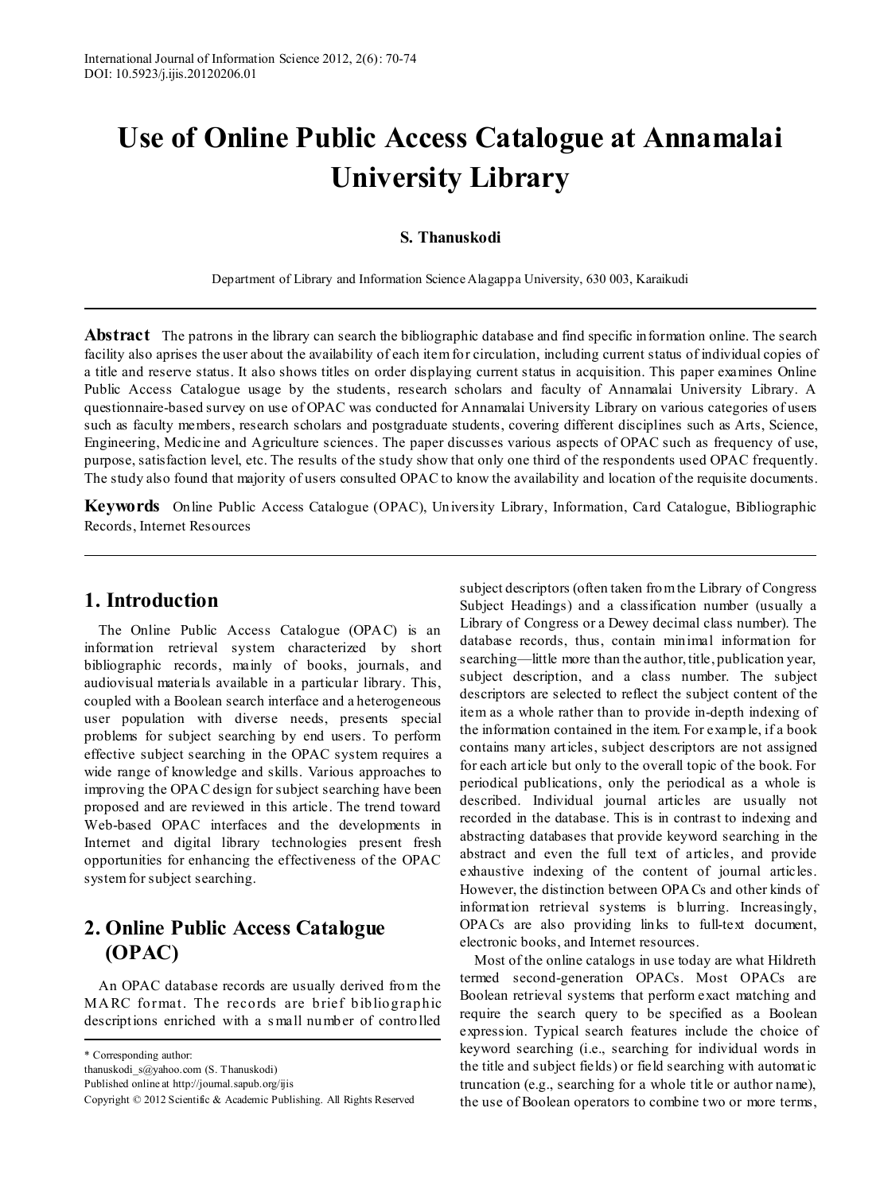# Use of Online Public Access Catalogue at Annamalai University Library

**S. Thanuskodi**

Department of Library and Information Science Alagappa University, 630 003, Karaikudi

**Abstract** The patrons in the library can search the bibliographic database and find specific information online. The search facility also aprises the user about the availability of each item for circulation, including current status of individual copies of a title and reserve status. It also shows titles on order displaying current status in acquisition. This paper examines Online Public Access Catalogue usage by the students, research scholars and faculty of Annamalai University Library. A questionnaire-based survey on use of OPAC was conducted for Annamalai University Library on various categories of users such as faculty members, research scholars and postgraduate students, covering different disciplines such as Arts, Science, Engineering, Medicine and Agriculture sciences. The paper discusses various aspects of OPAC such as frequency of use, purpose, satisfaction level, etc. The results of the study show that only one third of the respondents used OPAC frequently. The study also found that majority of users consulted OPAC to know the availability and location of the requisite documents.

**Keywords** Online Public Access Catalogue (OPAC), University Library, Information, Card Catalogue, Bibliographic Records, Internet Resources

## 1. Introduction

The Online Public Access Catalogue (OPAC) is an information retrieval system characterized by short bibliographic records, mainly of books, journals, and audiovisual materials available in a particular library. This, coupled with a Boolean search interface and a heterogeneous user population with diverse needs, presents special problems for subject searching by end users. To perform effective subject searching in the OPAC system requires a wide range of knowledge and skills. Various approaches to improving the OPAC design for subject searching have been proposed and are reviewed in this article. The trend toward Web-based OPAC interfaces and the developments in Internet and digital library technologies present fresh opportunities for enhancing the effectiveness of the OPAC system for subject searching.

## 2. Online Public Access Catalogue (OPAC)

An OPAC database records are usually derived from the MARC format. The records are brief bibliographic descriptions enriched with a small number of controlled subject descriptors (often taken from the Library of Congress Subject Headings) and a classification number (usually a Library of Congress or a Dewey decimal class number). The database records, thus, contain minimal information for searching—little more than the author, title, publication year, subject description, and a class number. The subject descriptors are selected to reflect the subject content of the item as a whole rather than to provide in-depth indexing of the information contained in the item. For example, if a book contains many articles, subject descriptors are not assigned for each article but only to the overall topic of the book. For periodical publications, only the periodical as a whole is described. Individual journal articles are usually not recorded in the database. This is in contrast to indexing and abstracting databases that provide keyword searching in the abstract and even the full text of articles, and provide exhaustive indexing of the content of journal articles. However, the distinction between OPACs and other kinds of information retrieval systems is blurring. Increasingly, OPACs are also providing links to full-text document, electronic books, and Internet resources.

Most of the online catalogs in use today are what Hildreth termed second-generation OPACs. Most OPACs are Boolean retrieval systems that perform exact matching and require the search query to be specified as a Boolean expression. Typical search features include the choice of keyword searching (i.e., searching for individual words in the title and subject fields) or field searching with automatic truncation (e.g., searching for a whole title or author name), the use of Boolean operators to combine two or more terms,

---

* Corresponding author:
thanuskodi_s@yahoo.com (S. Thanuskodi)
Published online at http://journal.sapub.org/ijis
Copyright © 2012 Scientific & Academic Publishing. All Rights Reserved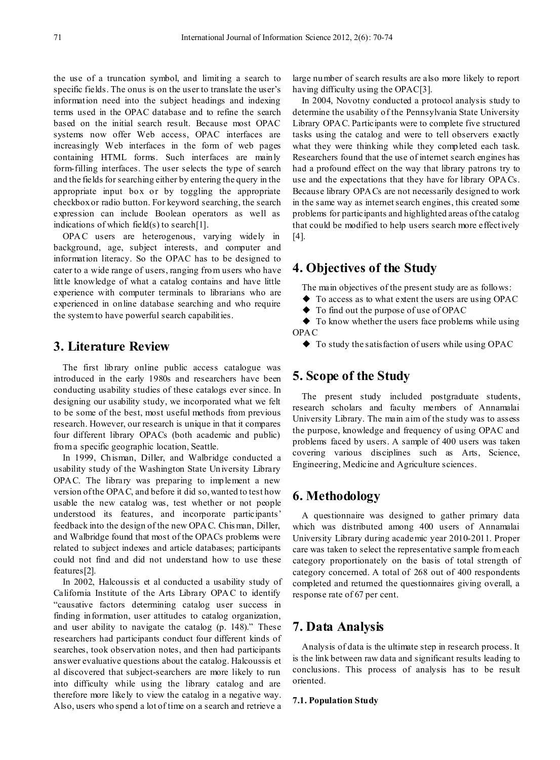the use of a truncation symbol, and limiting a search to specific fields. The onus is on the user to translate the user's information need into the subject headings and indexing terms used in the OPAC database and to refine the search based on the initial search result. Because most OPAC systems now offer Web access, OPAC interfaces are increasingly Web interfaces in the form of web pages containing HTML forms. Such interfaces are mainly form-filling interfaces. The user selects the type of search and the fields for searching either by entering the query in the appropriate input box or by toggling the appropriate checkbox or radio button. For keyword searching, the search expression can include Boolean operators as well as indications of which field(s) to search[1].

OPAC users are heterogenous, varying widely in background, age, subject interests, and computer and information literacy. So the OPAC has to be designed to cater to a wide range of users, ranging from users who have little knowledge of what a catalog contains and have little experience with computer terminals to librarians who are experienced in online database searching and who require the system to have powerful search capabilities.

## 3. Literature Review

The first library online public access catalogue was introduced in the early 1980s and researchers have been conducting usability studies of these catalogs ever since. In designing our usability study, we incorporated what we felt to be some of the best, most useful methods from previous research. However, our research is unique in that it compares four different library OPACs (both academic and public) from a specific geographic location, Seattle.

In 1999, Chisman, Diller, and Walbridge conducted a usability study of the Washington State University Library OPAC. The library was preparing to implement a new version of the OPAC, and before it did so, wanted to test how usable the new catalog was, test whether or not people understood its features, and incorporate participants' feedback into the design of the new OPAC. Chisman, Diller, and Walbridge found that most of the OPACs problems were related to subject indexes and article databases; participants could not find and did not understand how to use these features[2].

In 2002, Halcoussis et al conducted a usability study of California Institute of the Arts Library OPAC to identify "causative factors determining catalog user success in finding information, user attitudes to catalog organization, and user ability to navigate the catalog (p. 148)." These researchers had participants conduct four different kinds of searches, took observation notes, and then had participants answer evaluative questions about the catalog. Halcoussis et al discovered that subject-searchers are more likely to run into difficulty while using the library catalog and are therefore more likely to view the catalog in a negative way. Also, users who spend a lot of time on a search and retrieve a large number of search results are also more likely to report having difficulty using the OPAC[3].

In 2004, Novotny conducted a protocol analysis study to determine the usability of the Pennsylvania State University Library OPAC. Participants were to complete five structured tasks using the catalog and were to tell observers exactly what they were thinking while they completed each task. Researchers found that the use of internet search engines has had a profound effect on the way that library patrons try to use and the expectations that they have for library OPACs. Because library OPACs are not necessarily designed to work in the same way as internet search engines, this created some problems for participants and highlighted areas of the catalog that could be modified to help users search more effectively [4].

## 4. Objectives of the Study

The main objectives of the present study are as follows:

- To access as to what extent the users are using OPAC
- To find out the purpose of use of OPAC
- To know whether the users face problems while using OPAC
- To study the satisfaction of users while using OPAC

## 5. Scope of the Study

The present study included postgraduate students, research scholars and faculty members of Annamalai University Library. The main aim of the study was to assess the purpose, knowledge and frequency of using OPAC and problems faced by users. A sample of 400 users was taken covering various disciplines such as Arts, Science, Engineering, Medicine and Agriculture sciences.

## 6. Methodology

A questionnaire was designed to gather primary data which was distributed among 400 users of Annamalai University Library during academic year 2010-2011. Proper care was taken to select the representative sample from each category proportionately on the basis of total strength of category concerned. A total of 268 out of 400 respondents completed and returned the questionnaires giving overall, a response rate of 67 per cent.

## 7. Data Analysis

Analysis of data is the ultimate step in research process. It is the link between raw data and significant results leading to conclusions. This process of analysis has to be result oriented.

### 7.1. Population Study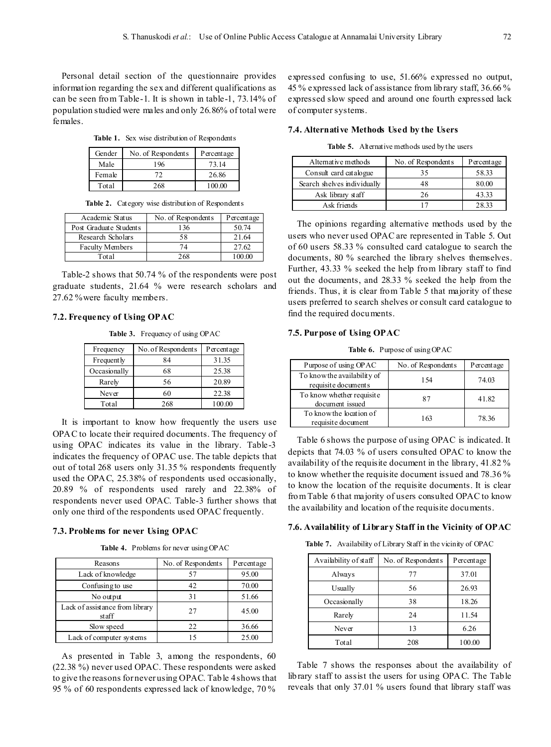Personal detail section of the questionnaire provides information regarding the sex and different qualifications as can be seen from Table-1. It is shown in table-1, 73.14% of population studied were males and only 26.86% of total were females.

**Table 1.** Sex wise distribution of Respondents

| Gender | No. of Respondents | Percentage |
|---|---|---|
| Male | 196 | 73.14 |
| Female | 72 | 26.86 |
| Total | 268 | 100.00 |

**Table 2.** Category wise distribution of Respondents

| Academic Status | No. of Respondents | Percentage |
|---|---|---|
| Post Graduate Students | 136 | 50.74 |
| Research Scholars | 58 | 21.64 |
| Faculty Members | 74 | 27.62 |
| Total | 268 | 100.00 |

Table-2 shows that 50.74 % of the respondents were post graduate students, 21.64 % were research scholars and 27.62 %were faculty members.

### 7.2. Frequency of Using OPAC

**Table 3.** Frequency of using OPAC

| Frequency | No. of Respondents | Percentage |
|---|---|---|
| Frequently | 84 | 31.35 |
| Occasionally | 68 | 25.38 |
| Rarely | 56 | 20.89 |
| Never | 60 | 22.38 |
| Total | 268 | 100.00 |

It is important to know how frequently the users use OPAC to locate their required documents. The frequency of using OPAC indicates its value in the library. Table-3 indicates the frequency of OPAC use. The table depicts that out of total 268 users only 31.35 % respondents frequently used the OPAC, 25.38% of respondents used occasionally, 20.89 % of respondents used rarely and 22.38% of respondents never used OPAC. Table-3 further shows that only one third of the respondents used OPAC frequently.

### 7.3. Problems for never Using OPAC

**Table 4.** Problems for never using OPAC

| Reasons | No. of Respondents | Percentage |
|---|---|---|
| Lack of knowledge | 57 | 95.00 |
| Confusing to use | 42 | 70.00 |
| No output | 31 | 51.66 |
| Lack of assistance from library staff | 27 | 45.00 |
| Slow speed | 22 | 36.66 |
| Lack of computer systems | 15 | 25.00 |

As presented in Table 3, among the respondents, 60 (22.38 %) never used OPAC. These respondents were asked to give the reasons for never using OPAC. Table 4 shows that 95 % of 60 respondents expressed lack of knowledge, 70 % expressed confusing to use, 51.66% expressed no output, 45 % expressed lack of assistance from library staff, 36.66 % expressed slow speed and around one fourth expressed lack of computer systems.

### 7.4. Alternative Methods Used by the Users

**Table 5.** Alternative methods used by the users

| Alternative methods | No. of Respondents | Percentage |
|---|---|---|
| Consult card catalogue | 35 | 58.33 |
| Search shelves individually | 48 | 80.00 |
| Ask library staff | 26 | 43.33 |
| Ask friends | 17 | 28.33 |

The opinions regarding alternative methods used by the users who never used OPAC are represented in Table 5. Out of 60 users 58.33 % consulted card catalogue to search the documents, 80 % searched the library shelves themselves. Further, 43.33 % seeked the help from library staff to find out the documents, and 28.33 % seeked the help from the friends. Thus, it is clear from Table 5 that majority of these users preferred to search shelves or consult card catalogue to find the required documents.

### 7.5. Purpose of Using OPAC

**Table 6.** Purpose of using OPAC

| Purpose of using OPAC | No. of Respondents | Percentage |
|---|---|---|
| To know the availability of requisite documents | 154 | 74.03 |
| To know whether requisite document issued | 87 | 41.82 |
| To know the location of requisite document | 163 | 78.36 |

Table 6 shows the purpose of using OPAC is indicated. It depicts that 74.03 % of users consulted OPAC to know the availability of the requisite document in the library, 41.82 % to know whether the requisite document issued and 78.36 % to know the location of the requisite documents. It is clear from Table 6 that majority of users consulted OPAC to know the availability and location of the requisite documents.

### 7.6. Availability of Library Staff in the Vicinity of OPAC

**Table 7.** Availability of Library Staff in the vicinity of OPAC

| Availability of staff | No. of Respondents | Percentage |
|---|---|---|
| Always | 77 | 37.01 |
| Usually | 56 | 26.93 |
| Occasionally | 38 | 18.26 |
| Rarely | 24 | 11.54 |
| Never | 13 | 6.26 |
| Total | 208 | 100.00 |

Table 7 shows the responses about the availability of library staff to assist the users for using OPAC. The Table reveals that only 37.01 % users found that library staff was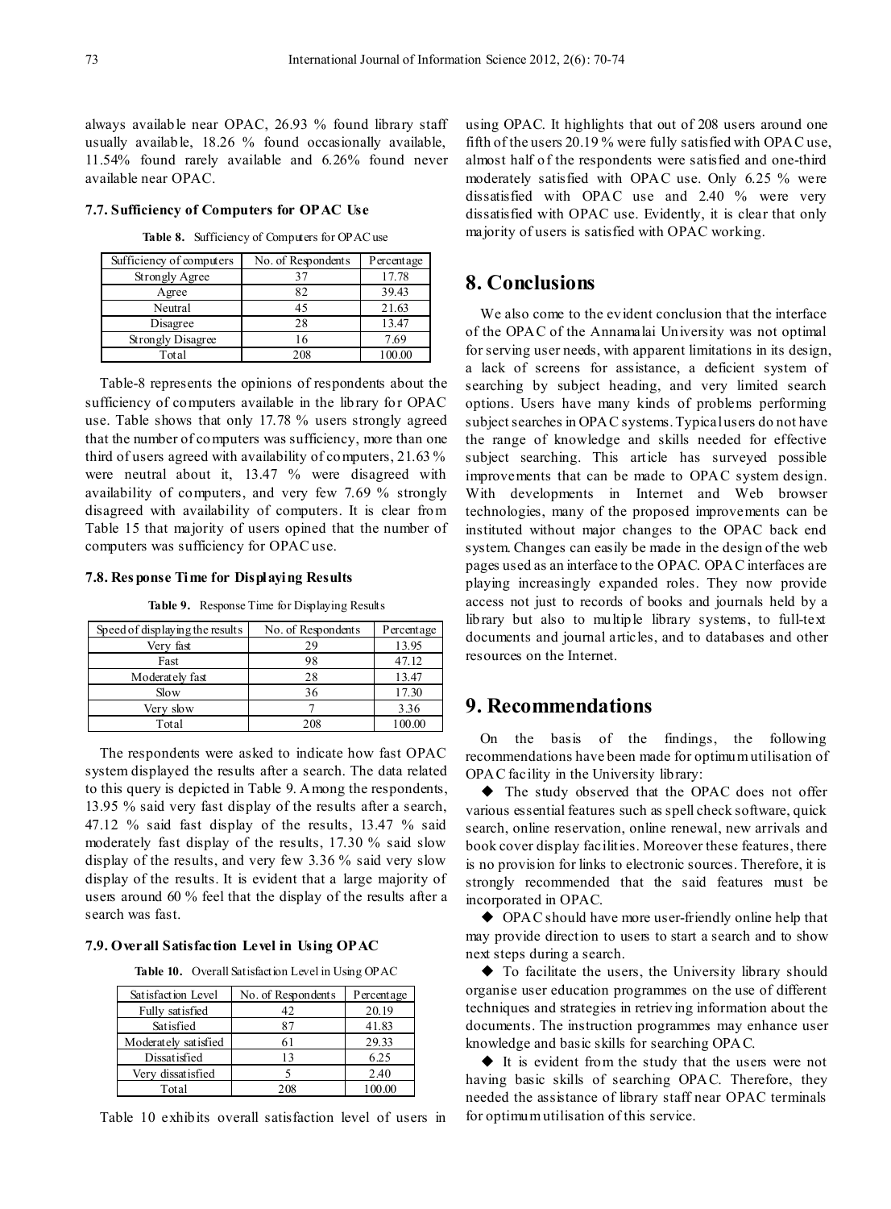always available near OPAC, 26.93 % found library staff usually available, 18.26 % found occasionally available, 11.54% found rarely available and 6.26% found never available near OPAC.

### 7.7. Sufficiency of Computers for OPAC Use

**Table 8.** Sufficiency of Computers for OPAC use

| Sufficiency of computers | No. of Respondents | Percentage |
|---|---|---|
| Strongly Agree | 37 | 17.78 |
| Agree | 82 | 39.43 |
| Neutral | 45 | 21.63 |
| Disagree | 28 | 13.47 |
| Strongly Disagree | 16 | 7.69 |
| Total | 208 | 100.00 |

Table-8 represents the opinions of respondents about the sufficiency of computers available in the library for OPAC use. Table shows that only 17.78 % users strongly agreed that the number of computers was sufficiency, more than one third of users agreed with availability of computers, 21.63 % were neutral about it, 13.47 % were disagreed with availability of computers, and very few 7.69 % strongly disagreed with availability of computers. It is clear from Table 15 that majority of users opined that the number of computers was sufficiency for OPAC use.

### 7.8. Response Time for Displaying Results

**Table 9.** Response Time for Displaying Results

| Speed of displaying the results | No. of Respondents | Percentage |
|---|---|---|
| Very fast | 29 | 13.95 |
| Fast | 98 | 47.12 |
| Moderately fast | 28 | 13.47 |
| Slow | 36 | 17.30 |
| Very slow | 7 | 3.36 |
| Total | 208 | 100.00 |

The respondents were asked to indicate how fast OPAC system displayed the results after a search. The data related to this query is depicted in Table 9. Among the respondents, 13.95 % said very fast display of the results after a search, 47.12 % said fast display of the results, 13.47 % said moderately fast display of the results, 17.30 % said slow display of the results, and very few 3.36 % said very slow display of the results. It is evident that a large majority of users around 60 % feel that the display of the results after a search was fast.

### 7.9. Overall Satisfaction Level in Using OPAC

**Table 10.** Overall Satisfaction Level in Using OPAC

| Satisfaction Level | No. of Respondents | Percentage |
|---|---|---|
| Fully satisfied | 42 | 20.19 |
| Satisfied | 87 | 41.83 |
| Moderately satisfied | 61 | 29.33 |
| Dissatisfied | 13 | 6.25 |
| Very dissatisfied | 5 | 2.40 |
| Total | 208 | 100.00 |

Table 10 exhibits overall satisfaction level of users in using OPAC. It highlights that out of 208 users around one fifth of the users 20.19 % were fully satisfied with OPAC use, almost half of the respondents were satisfied and one-third moderately satisfied with OPAC use. Only 6.25 % were dissatisfied with OPAC use and 2.40 % were very dissatisfied with OPAC use. Evidently, it is clear that only majority of users is satisfied with OPAC working.

## 8. Conclusions

We also come to the evident conclusion that the interface of the OPAC of the Annamalai University was not optimal for serving user needs, with apparent limitations in its design, a lack of screens for assistance, a deficient system of searching by subject heading, and very limited search options. Users have many kinds of problems performing subject searches in OPAC systems. Typical users do not have the range of knowledge and skills needed for effective subject searching. This article has surveyed possible improvements that can be made to OPAC system design. With developments in Internet and Web browser technologies, many of the proposed improvements can be instituted without major changes to the OPAC back end system. Changes can easily be made in the design of the web pages used as an interface to the OPAC. OPAC interfaces are playing increasingly expanded roles. They now provide access not just to records of books and journals held by a library but also to multiple library systems, to full-text documents and journal articles, and to databases and other resources on the Internet.

## 9. Recommendations

On the basis of the findings, the following recommendations have been made for optimum utilisation of OPAC facility in the University library:

◆ The study observed that the OPAC does not offer various essential features such as spell check software, quick search, online reservation, online renewal, new arrivals and book cover display facilities. Moreover these features, there is no provision for links to electronic sources. Therefore, it is strongly recommended that the said features must be incorporated in OPAC.

◆ OPAC should have more user-friendly online help that may provide direction to users to start a search and to show next steps during a search.

◆ To facilitate the users, the University library should organise user education programmes on the use of different techniques and strategies in retrieving information about the documents. The instruction programmes may enhance user knowledge and basic skills for searching OPAC.

◆ It is evident from the study that the users were not having basic skills of searching OPAC. Therefore, they needed the assistance of library staff near OPAC terminals for optimum utilisation of this service.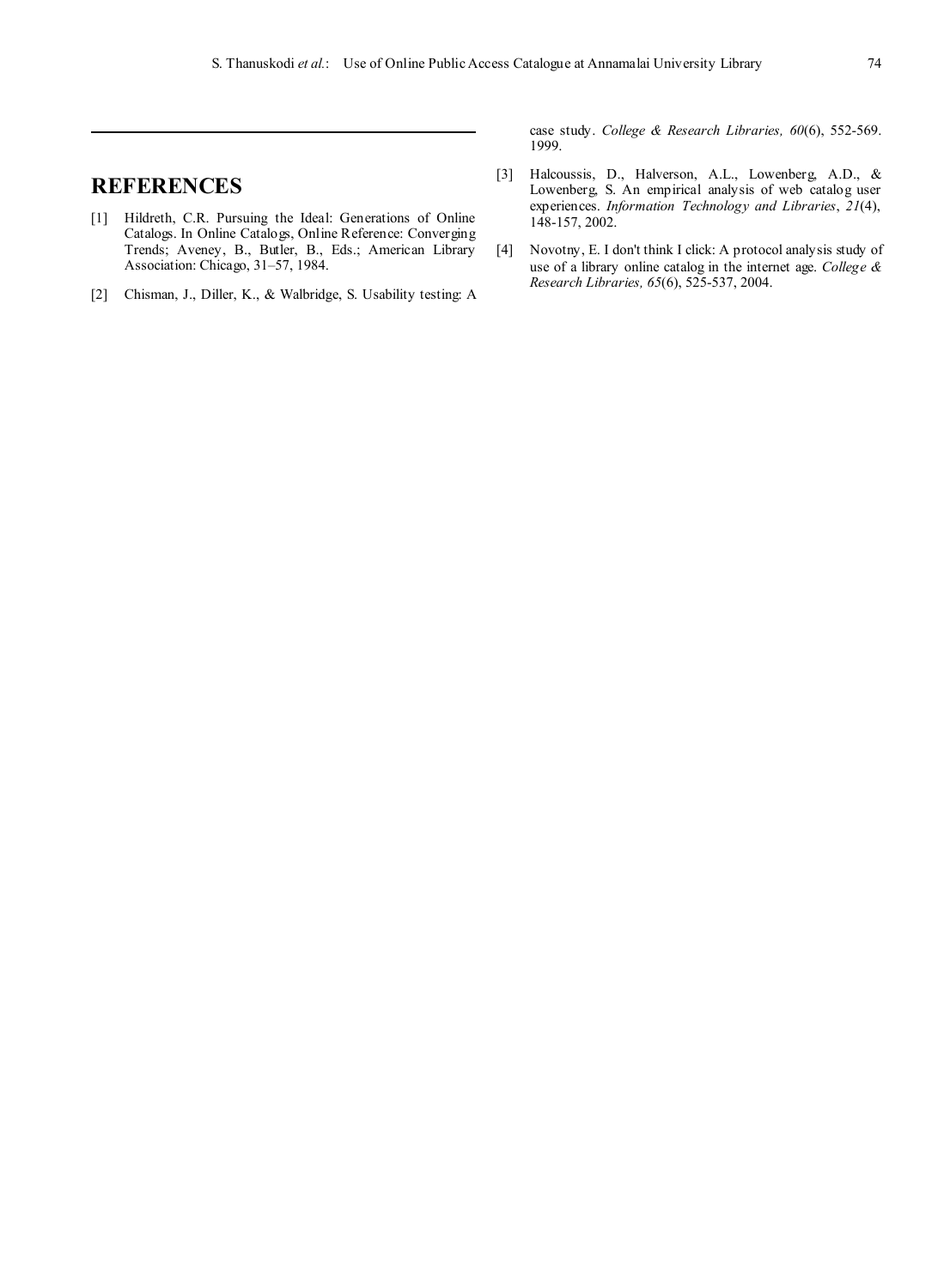## REFERENCES

[1] Hildreth, C.R. Pursuing the Ideal: Generations of Online Catalogs. In Online Catalogs, Online Reference: Converging Trends; Aveney, B., Butler, B., Eds.; American Library Association: Chicago, 31–57, 1984.

[2] Chisman, J., Diller, K., & Walbridge, S. Usability testing: A case study. *College & Research Libraries, 60*(6), 552-569. 1999.

[3] Halcoussis, D., Halverson, A.L., Lowenberg, A.D., & Lowenberg, S. An empirical analysis of web catalog user experiences. *Information Technology and Libraries*, *21*(4), 148-157, 2002.

[4] Novotny, E. I don't think I click: A protocol analysis study of use of a library online catalog in the internet age. *College & Research Libraries, 65*(6), 525-537, 2004.